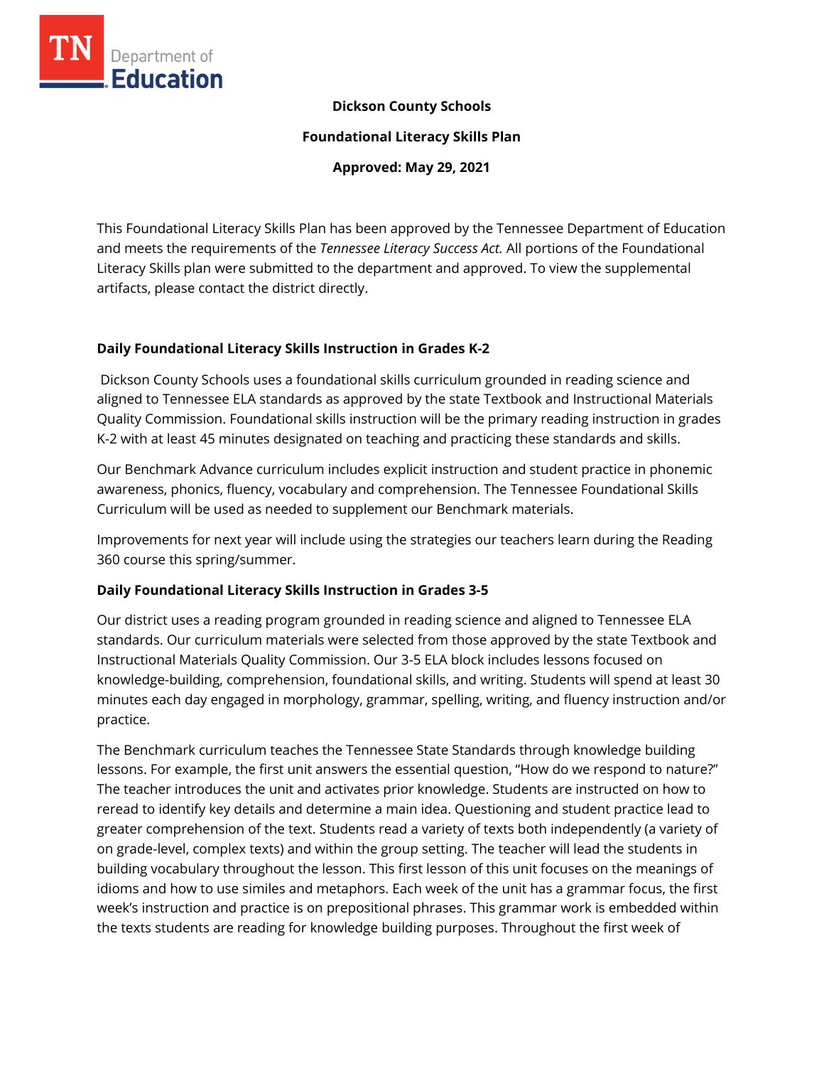**Dickson County Schools**

**Foundational Literacy Skills Plan**

**Approved: May 29, 2021**

This Foundational Literacy Skills Plan has been approved by the Tennessee Department of Education and meets the requirements of the *Tennessee Literacy Success Act.* All portions of the Foundational Literacy Skills plan were submitted to the department and approved. To view the supplemental artifacts, please contact the district directly.

## Daily Foundational Literacy Skills Instruction in Grades K-2

Dickson County Schools uses a foundational skills curriculum grounded in reading science and aligned to Tennessee ELA standards as approved by the state Textbook and Instructional Materials Quality Commission. Foundational skills instruction will be the primary reading instruction in grades K-2 with at least 45 minutes designated on teaching and practicing these standards and skills.

Our Benchmark Advance curriculum includes explicit instruction and student practice in phonemic awareness, phonics, fluency, vocabulary and comprehension. The Tennessee Foundational Skills Curriculum will be used as needed to supplement our Benchmark materials.

Improvements for next year will include using the strategies our teachers learn during the Reading 360 course this spring/summer.

## Daily Foundational Literacy Skills Instruction in Grades 3-5

Our district uses a reading program grounded in reading science and aligned to Tennessee ELA standards. Our curriculum materials were selected from those approved by the state Textbook and Instructional Materials Quality Commission. Our 3-5 ELA block includes lessons focused on knowledge-building, comprehension, foundational skills, and writing. Students will spend at least 30 minutes each day engaged in morphology, grammar, spelling, writing, and fluency instruction and/or practice.

The Benchmark curriculum teaches the Tennessee State Standards through knowledge building lessons. For example, the first unit answers the essential question, "How do we respond to nature?" The teacher introduces the unit and activates prior knowledge. Students are instructed on how to reread to identify key details and determine a main idea. Questioning and student practice lead to greater comprehension of the text. Students read a variety of texts both independently (a variety of on grade-level, complex texts) and within the group setting. The teacher will lead the students in building vocabulary throughout the lesson. This first lesson of this unit focuses on the meanings of idioms and how to use similes and metaphors. Each week of the unit has a grammar focus, the first week's instruction and practice is on prepositional phrases. This grammar work is embedded within the texts students are reading for knowledge building purposes. Throughout the first week of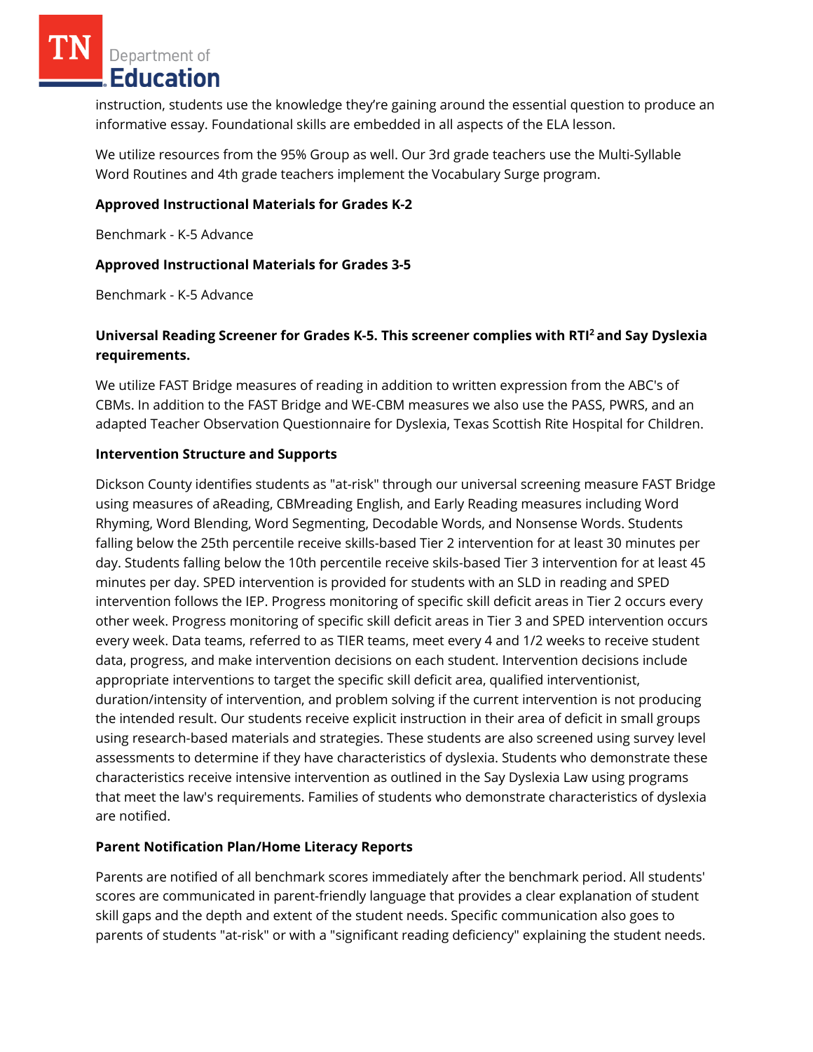instruction, students use the knowledge they're gaining around the essential question to produce an informative essay. Foundational skills are embedded in all aspects of the ELA lesson.

We utilize resources from the 95% Group as well. Our 3rd grade teachers use the Multi-Syllable Word Routines and 4th grade teachers implement the Vocabulary Surge program.

**Approved Instructional Materials for Grades K-2**

Benchmark - K-5 Advance

**Approved Instructional Materials for Grades 3-5**

Benchmark - K-5 Advance

**Universal Reading Screener for Grades K-5. This screener complies with RTI² and Say Dyslexia requirements.**

We utilize FAST Bridge measures of reading in addition to written expression from the ABC's of CBMs. In addition to the FAST Bridge and WE-CBM measures we also use the PASS, PWRS, and an adapted Teacher Observation Questionnaire for Dyslexia, Texas Scottish Rite Hospital for Children.

**Intervention Structure and Supports**

Dickson County identifies students as "at-risk" through our universal screening measure FAST Bridge using measures of aReading, CBMreading English, and Early Reading measures including Word Rhyming, Word Blending, Word Segmenting, Decodable Words, and Nonsense Words. Students falling below the 25th percentile receive skills-based Tier 2 intervention for at least 30 minutes per day. Students falling below the 10th percentile receive skils-based Tier 3 intervention for at least 45 minutes per day. SPED intervention is provided for students with an SLD in reading and SPED intervention follows the IEP. Progress monitoring of specific skill deficit areas in Tier 2 occurs every other week. Progress monitoring of specific skill deficit areas in Tier 3 and SPED intervention occurs every week. Data teams, referred to as TIER teams, meet every 4 and 1/2 weeks to receive student data, progress, and make intervention decisions on each student. Intervention decisions include appropriate interventions to target the specific skill deficit area, qualified interventionist, duration/intensity of intervention, and problem solving if the current intervention is not producing the intended result. Our students receive explicit instruction in their area of deficit in small groups using research-based materials and strategies. These students are also screened using survey level assessments to determine if they have characteristics of dyslexia. Students who demonstrate these characteristics receive intensive intervention as outlined in the Say Dyslexia Law using programs that meet the law's requirements. Families of students who demonstrate characteristics of dyslexia are notified.

**Parent Notification Plan/Home Literacy Reports**

Parents are notified of all benchmark scores immediately after the benchmark period. All students' scores are communicated in parent-friendly language that provides a clear explanation of student skill gaps and the depth and extent of the student needs. Specific communication also goes to parents of students "at-risk" or with a "significant reading deficiency" explaining the student needs.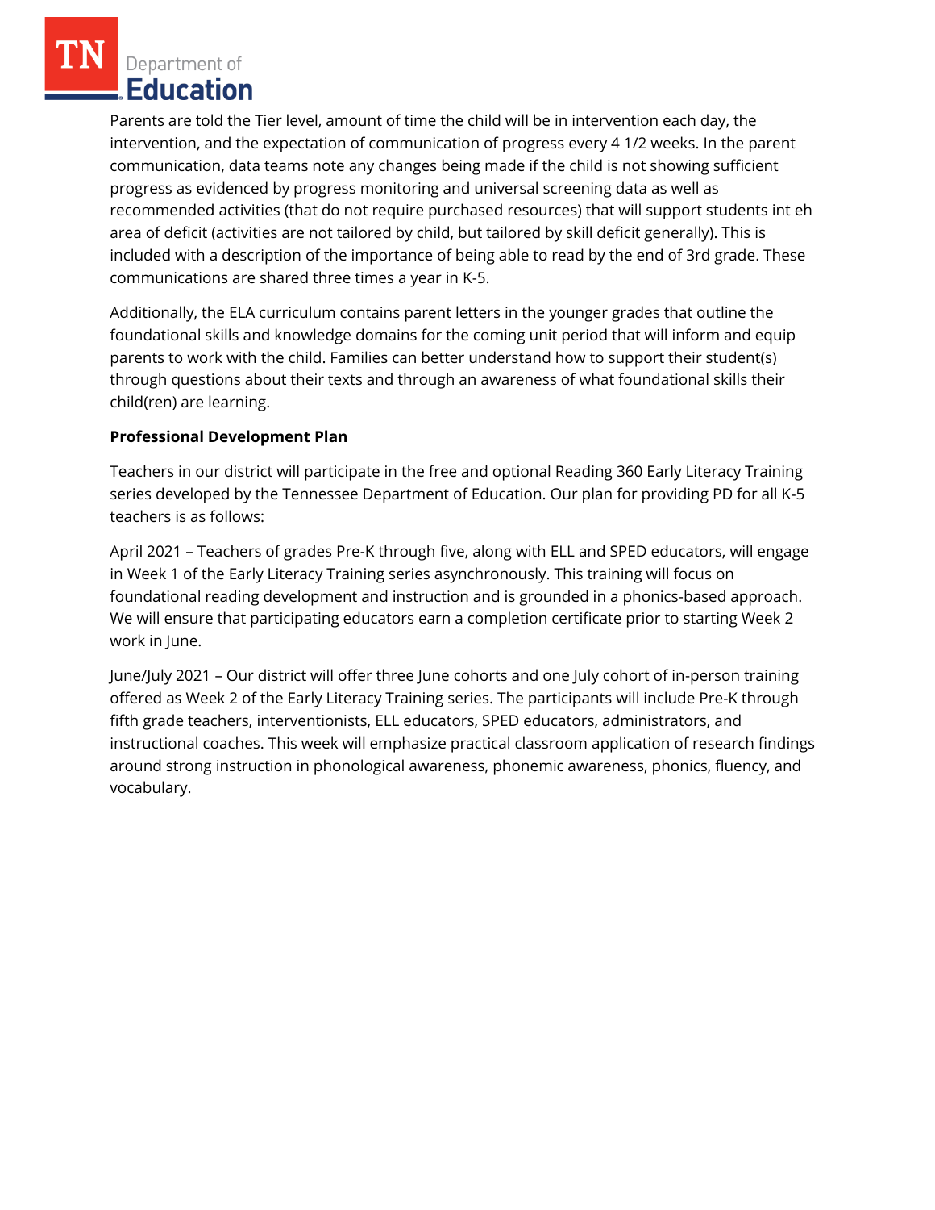Parents are told the Tier level, amount of time the child will be in intervention each day, the intervention, and the expectation of communication of progress every 4 1/2 weeks. In the parent communication, data teams note any changes being made if the child is not showing sufficient progress as evidenced by progress monitoring and universal screening data as well as recommended activities (that do not require purchased resources) that will support students int eh area of deficit (activities are not tailored by child, but tailored by skill deficit generally). This is included with a description of the importance of being able to read by the end of 3rd grade. These communications are shared three times a year in K-5.

Additionally, the ELA curriculum contains parent letters in the younger grades that outline the foundational skills and knowledge domains for the coming unit period that will inform and equip parents to work with the child. Families can better understand how to support their student(s) through questions about their texts and through an awareness of what foundational skills their child(ren) are learning.

**Professional Development Plan**

Teachers in our district will participate in the free and optional Reading 360 Early Literacy Training series developed by the Tennessee Department of Education. Our plan for providing PD for all K-5 teachers is as follows:

April 2021 – Teachers of grades Pre-K through five, along with ELL and SPED educators, will engage in Week 1 of the Early Literacy Training series asynchronously. This training will focus on foundational reading development and instruction and is grounded in a phonics-based approach. We will ensure that participating educators earn a completion certificate prior to starting Week 2 work in June.

June/July 2021 – Our district will offer three June cohorts and one July cohort of in-person training offered as Week 2 of the Early Literacy Training series. The participants will include Pre-K through fifth grade teachers, interventionists, ELL educators, SPED educators, administrators, and instructional coaches. This week will emphasize practical classroom application of research findings around strong instruction in phonological awareness, phonemic awareness, phonics, fluency, and vocabulary.